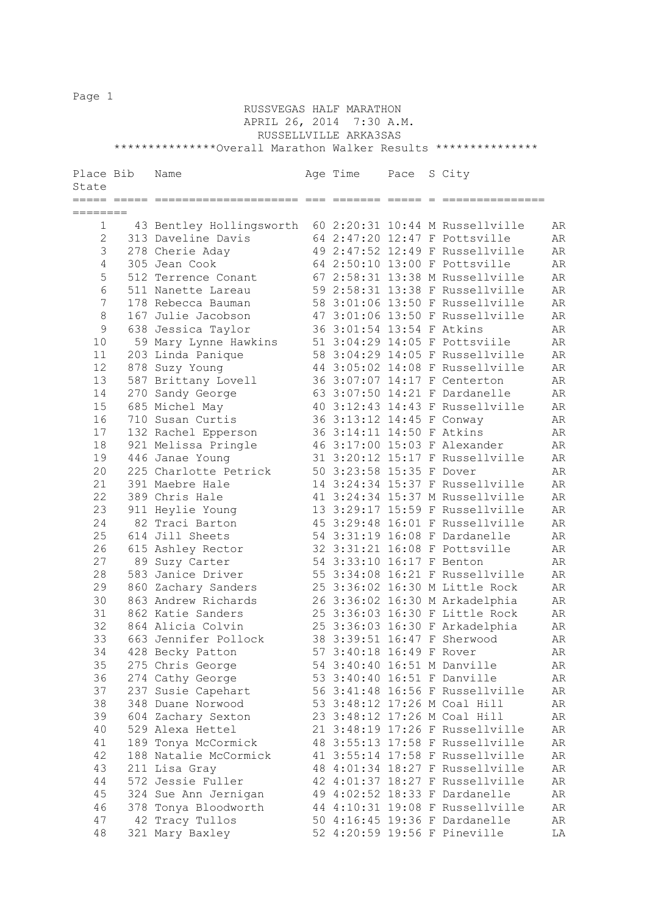RUSSVEGAS HALF MARATHON
APRIL 26, 2014 7:30 A.M.
RUSSELLVILLE ARKA3SAS
***************Overall Marathon Walker Results ***************

| Place | Bib | Name | Age | Time | Pace | S | City | State |
|---|---|---|---|---|---|---|---|---|
| 1 | 43 | Bentley Hollingsworth | 60 | 2:20:31 | 10:44 | M | Russellville | AR |
| 2 | 313 | Daveline Davis | 64 | 2:47:20 | 12:47 | F | Pottsville | AR |
| 3 | 278 | Cherie Aday | 49 | 2:47:52 | 12:49 | F | Russellville | AR |
| 4 | 305 | Jean Cook | 64 | 2:50:10 | 13:00 | F | Pottsville | AR |
| 5 | 512 | Terrence Conant | 67 | 2:58:31 | 13:38 | M | Russellville | AR |
| 6 | 511 | Nanette Lareau | 59 | 2:58:31 | 13:38 | F | Russellville | AR |
| 7 | 178 | Rebecca Bauman | 58 | 3:01:06 | 13:50 | F | Russellville | AR |
| 8 | 167 | Julie Jacobson | 47 | 3:01:06 | 13:50 | F | Russellville | AR |
| 9 | 638 | Jessica Taylor | 36 | 3:01:54 | 13:54 | F | Atkins | AR |
| 10 | 59 | Mary Lynne Hawkins | 51 | 3:04:29 | 14:05 | F | Pottsviile | AR |
| 11 | 203 | Linda Panique | 58 | 3:04:29 | 14:05 | F | Russellville | AR |
| 12 | 878 | Suzy Young | 44 | 3:05:02 | 14:08 | F | Russellville | AR |
| 13 | 587 | Brittany Lovell | 36 | 3:07:07 | 14:17 | F | Centerton | AR |
| 14 | 270 | Sandy George | 63 | 3:07:50 | 14:21 | F | Dardanelle | AR |
| 15 | 685 | Michel May | 40 | 3:12:43 | 14:43 | F | Russellville | AR |
| 16 | 710 | Susan Curtis | 36 | 3:13:12 | 14:45 | F | Conway | AR |
| 17 | 132 | Rachel Epperson | 36 | 3:14:11 | 14:50 | F | Atkins | AR |
| 18 | 921 | Melissa Pringle | 46 | 3:17:00 | 15:03 | F | Alexander | AR |
| 19 | 446 | Janae Young | 31 | 3:20:12 | 15:17 | F | Russellville | AR |
| 20 | 225 | Charlotte Petrick | 50 | 3:23:58 | 15:35 | F | Dover | AR |
| 21 | 391 | Maebre Hale | 14 | 3:24:34 | 15:37 | F | Russellville | AR |
| 22 | 389 | Chris Hale | 41 | 3:24:34 | 15:37 | M | Russellville | AR |
| 23 | 911 | Heylie Young | 13 | 3:29:17 | 15:59 | F | Russellville | AR |
| 24 | 82 | Traci Barton | 45 | 3:29:48 | 16:01 | F | Russellville | AR |
| 25 | 614 | Jill Sheets | 54 | 3:31:19 | 16:08 | F | Dardanelle | AR |
| 26 | 615 | Ashley Rector | 32 | 3:31:21 | 16:08 | F | Pottsville | AR |
| 27 | 89 | Suzy Carter | 54 | 3:33:10 | 16:17 | F | Benton | AR |
| 28 | 583 | Janice Driver | 55 | 3:34:08 | 16:21 | F | Russellville | AR |
| 29 | 860 | Zachary Sanders | 25 | 3:36:02 | 16:30 | M | Little Rock | AR |
| 30 | 863 | Andrew Richards | 26 | 3:36:02 | 16:30 | M | Arkadelphia | AR |
| 31 | 862 | Katie Sanders | 25 | 3:36:03 | 16:30 | F | Little Rock | AR |
| 32 | 864 | Alicia Colvin | 25 | 3:36:03 | 16:30 | F | Arkadelphia | AR |
| 33 | 663 | Jennifer Pollock | 38 | 3:39:51 | 16:47 | F | Sherwood | AR |
| 34 | 428 | Becky Patton | 57 | 3:40:18 | 16:49 | F | Rover | AR |
| 35 | 275 | Chris George | 54 | 3:40:40 | 16:51 | M | Danville | AR |
| 36 | 274 | Cathy George | 53 | 3:40:40 | 16:51 | F | Danville | AR |
| 37 | 237 | Susie Capehart | 56 | 3:41:48 | 16:56 | F | Russellville | AR |
| 38 | 348 | Duane Norwood | 53 | 3:48:12 | 17:26 | M | Coal Hill | AR |
| 39 | 604 | Zachary Sexton | 23 | 3:48:12 | 17:26 | M | Coal Hill | AR |
| 40 | 529 | Alexa Hettel | 21 | 3:48:19 | 17:26 | F | Russellville | AR |
| 41 | 189 | Tonya McCormick | 48 | 3:55:13 | 17:58 | F | Russellville | AR |
| 42 | 188 | Natalie McCormick | 41 | 3:55:14 | 17:58 | F | Russellville | AR |
| 43 | 211 | Lisa Gray | 48 | 4:01:34 | 18:27 | F | Russellville | AR |
| 44 | 572 | Jessie Fuller | 42 | 4:01:37 | 18:27 | F | Russellville | AR |
| 45 | 324 | Sue Ann Jernigan | 49 | 4:02:52 | 18:33 | F | Dardanelle | AR |
| 46 | 378 | Tonya Bloodworth | 44 | 4:10:31 | 19:08 | F | Russellville | AR |
| 47 | 42 | Tracy Tullos | 50 | 4:16:45 | 19:36 | F | Dardanelle | AR |
| 48 | 321 | Mary Baxley | 52 | 4:20:59 | 19:56 | F | Pineville | LA |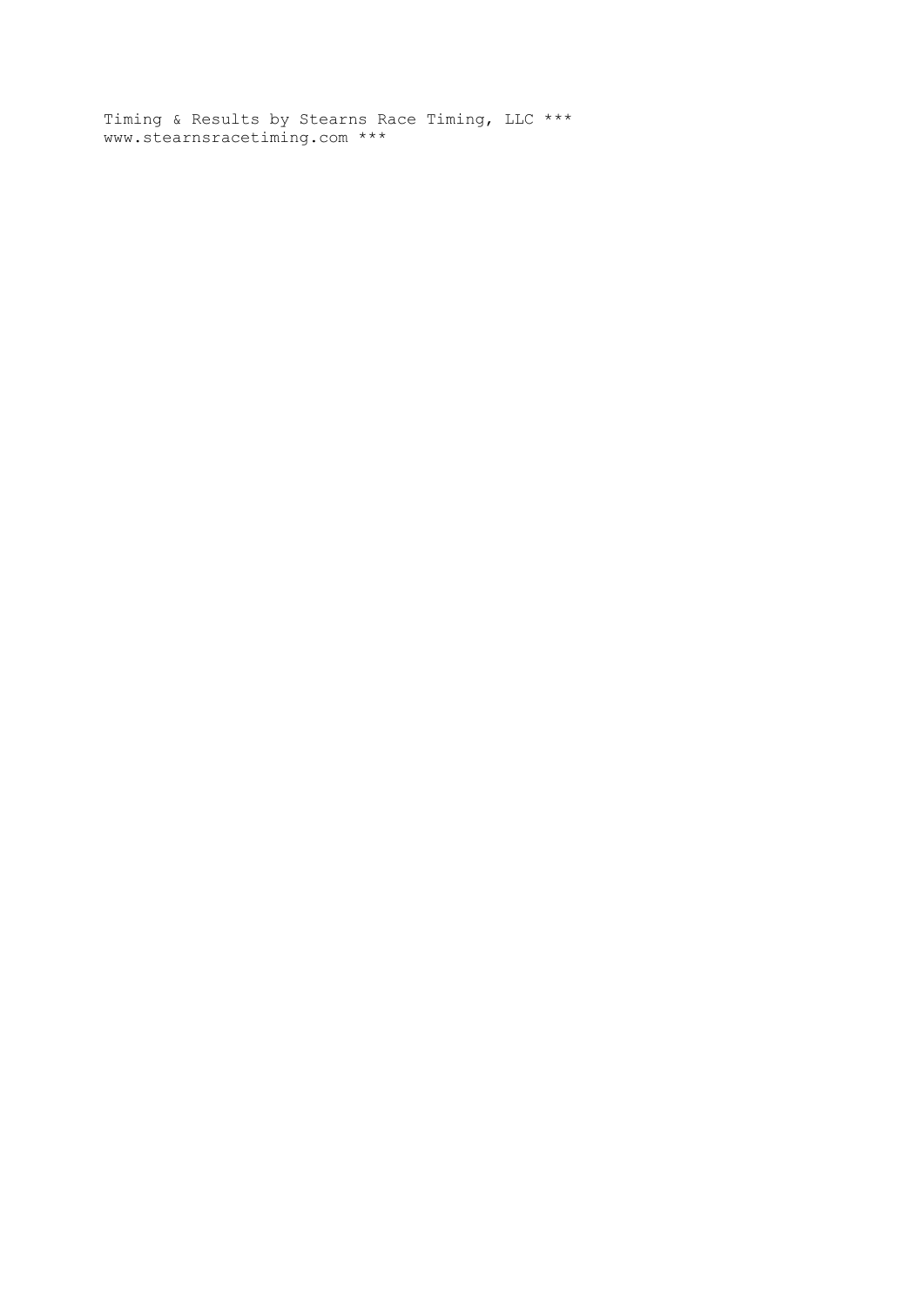Timing & Results by Stearns Race Timing, LLC ***
www.stearnsracetiming.com ***